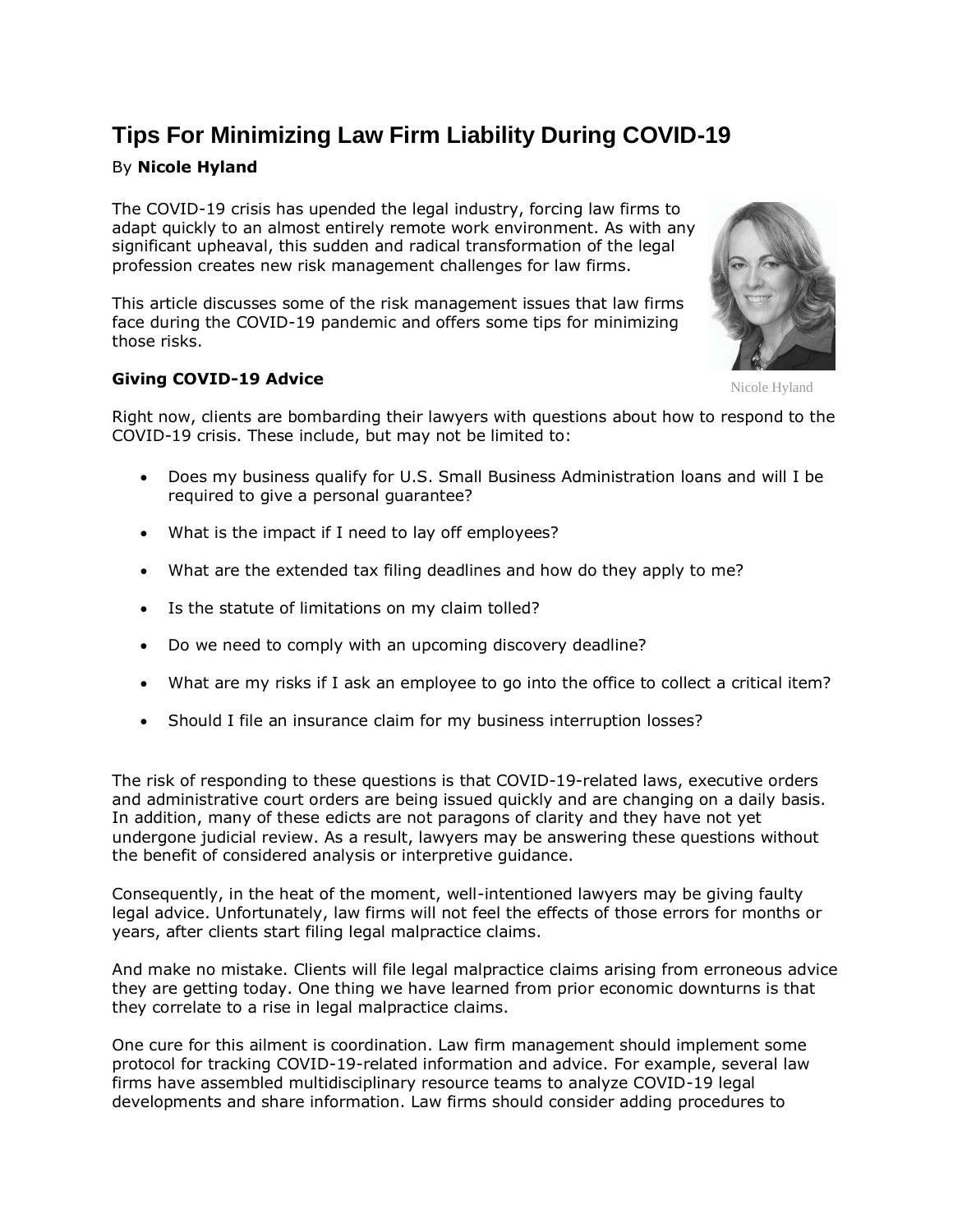# Tips For Minimizing Law Firm Liability During COVID-19

By **Nicole Hyland**

The COVID-19 crisis has upended the legal industry, forcing law firms to adapt quickly to an almost entirely remote work environment. As with any significant upheaval, this sudden and radical transformation of the legal profession creates new risk management challenges for law firms.

This article discusses some of the risk management issues that law firms face during the COVID-19 pandemic and offers some tips for minimizing those risks.

Nicole Hyland

### Giving COVID-19 Advice

Right now, clients are bombarding their lawyers with questions about how to respond to the COVID-19 crisis. These include, but may not be limited to:

- Does my business qualify for U.S. Small Business Administration loans and will I be required to give a personal guarantee?
- What is the impact if I need to lay off employees?
- What are the extended tax filing deadlines and how do they apply to me?
- Is the statute of limitations on my claim tolled?
- Do we need to comply with an upcoming discovery deadline?
- What are my risks if I ask an employee to go into the office to collect a critical item?
- Should I file an insurance claim for my business interruption losses?

The risk of responding to these questions is that COVID-19-related laws, executive orders and administrative court orders are being issued quickly and are changing on a daily basis. In addition, many of these edicts are not paragons of clarity and they have not yet undergone judicial review. As a result, lawyers may be answering these questions without the benefit of considered analysis or interpretive guidance.

Consequently, in the heat of the moment, well-intentioned lawyers may be giving faulty legal advice. Unfortunately, law firms will not feel the effects of those errors for months or years, after clients start filing legal malpractice claims.

And make no mistake. Clients will file legal malpractice claims arising from erroneous advice they are getting today. One thing we have learned from prior economic downturns is that they correlate to a rise in legal malpractice claims.

One cure for this ailment is coordination. Law firm management should implement some protocol for tracking COVID-19-related information and advice. For example, several law firms have assembled multidisciplinary resource teams to analyze COVID-19 legal developments and share information. Law firms should consider adding procedures to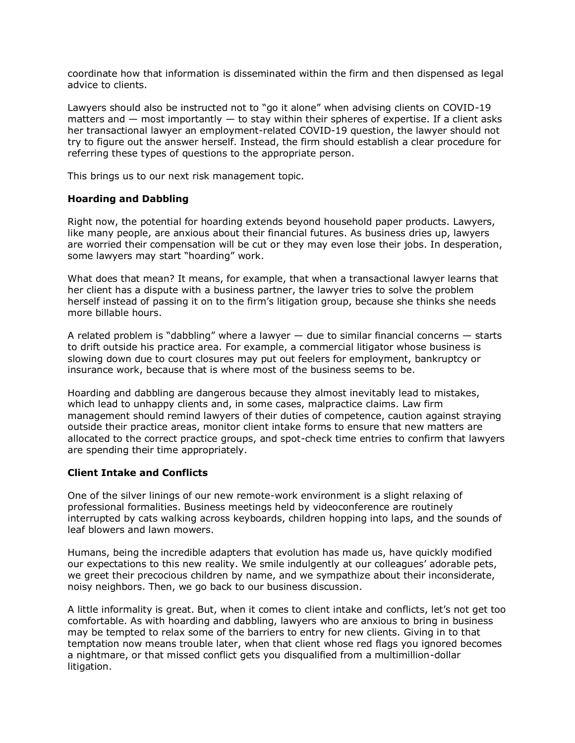coordinate how that information is disseminated within the firm and then dispensed as legal advice to clients.

Lawyers should also be instructed not to "go it alone" when advising clients on COVID-19 matters and — most importantly — to stay within their spheres of expertise. If a client asks her transactional lawyer an employment-related COVID-19 question, the lawyer should not try to figure out the answer herself. Instead, the firm should establish a clear procedure for referring these types of questions to the appropriate person.

This brings us to our next risk management topic.

**Hoarding and Dabbling**

Right now, the potential for hoarding extends beyond household paper products. Lawyers, like many people, are anxious about their financial futures. As business dries up, lawyers are worried their compensation will be cut or they may even lose their jobs. In desperation, some lawyers may start "hoarding" work.

What does that mean? It means, for example, that when a transactional lawyer learns that her client has a dispute with a business partner, the lawyer tries to solve the problem herself instead of passing it on to the firm's litigation group, because she thinks she needs more billable hours.

A related problem is "dabbling" where a lawyer — due to similar financial concerns — starts to drift outside his practice area. For example, a commercial litigator whose business is slowing down due to court closures may put out feelers for employment, bankruptcy or insurance work, because that is where most of the business seems to be.

Hoarding and dabbling are dangerous because they almost inevitably lead to mistakes, which lead to unhappy clients and, in some cases, malpractice claims. Law firm management should remind lawyers of their duties of competence, caution against straying outside their practice areas, monitor client intake forms to ensure that new matters are allocated to the correct practice groups, and spot-check time entries to confirm that lawyers are spending their time appropriately.

**Client Intake and Conflicts**

One of the silver linings of our new remote-work environment is a slight relaxing of professional formalities. Business meetings held by videoconference are routinely interrupted by cats walking across keyboards, children hopping into laps, and the sounds of leaf blowers and lawn mowers.

Humans, being the incredible adapters that evolution has made us, have quickly modified our expectations to this new reality. We smile indulgently at our colleagues' adorable pets, we greet their precocious children by name, and we sympathize about their inconsiderate, noisy neighbors. Then, we go back to our business discussion.

A little informality is great. But, when it comes to client intake and conflicts, let's not get too comfortable. As with hoarding and dabbling, lawyers who are anxious to bring in business may be tempted to relax some of the barriers to entry for new clients. Giving in to that temptation now means trouble later, when that client whose red flags you ignored becomes a nightmare, or that missed conflict gets you disqualified from a multimillion-dollar litigation.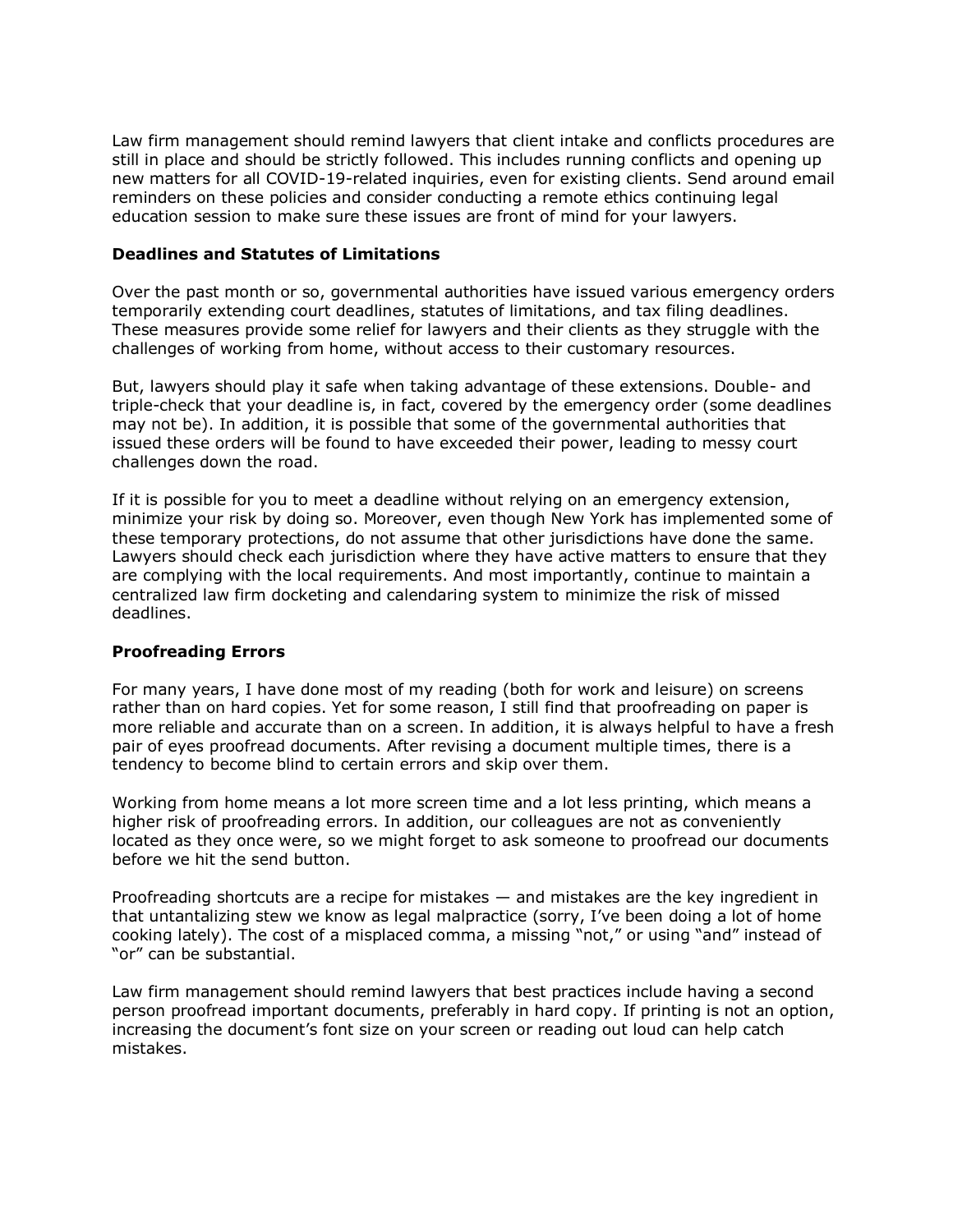Law firm management should remind lawyers that client intake and conflicts procedures are still in place and should be strictly followed. This includes running conflicts and opening up new matters for all COVID-19-related inquiries, even for existing clients. Send around email reminders on these policies and consider conducting a remote ethics continuing legal education session to make sure these issues are front of mind for your lawyers.

**Deadlines and Statutes of Limitations**

Over the past month or so, governmental authorities have issued various emergency orders temporarily extending court deadlines, statutes of limitations, and tax filing deadlines. These measures provide some relief for lawyers and their clients as they struggle with the challenges of working from home, without access to their customary resources.

But, lawyers should play it safe when taking advantage of these extensions. Double- and triple-check that your deadline is, in fact, covered by the emergency order (some deadlines may not be). In addition, it is possible that some of the governmental authorities that issued these orders will be found to have exceeded their power, leading to messy court challenges down the road.

If it is possible for you to meet a deadline without relying on an emergency extension, minimize your risk by doing so. Moreover, even though New York has implemented some of these temporary protections, do not assume that other jurisdictions have done the same. Lawyers should check each jurisdiction where they have active matters to ensure that they are complying with the local requirements. And most importantly, continue to maintain a centralized law firm docketing and calendaring system to minimize the risk of missed deadlines.

**Proofreading Errors**

For many years, I have done most of my reading (both for work and leisure) on screens rather than on hard copies. Yet for some reason, I still find that proofreading on paper is more reliable and accurate than on a screen. In addition, it is always helpful to have a fresh pair of eyes proofread documents. After revising a document multiple times, there is a tendency to become blind to certain errors and skip over them.

Working from home means a lot more screen time and a lot less printing, which means a higher risk of proofreading errors. In addition, our colleagues are not as conveniently located as they once were, so we might forget to ask someone to proofread our documents before we hit the send button.

Proofreading shortcuts are a recipe for mistakes — and mistakes are the key ingredient in that untantalizing stew we know as legal malpractice (sorry, I've been doing a lot of home cooking lately). The cost of a misplaced comma, a missing "not," or using "and" instead of "or" can be substantial.

Law firm management should remind lawyers that best practices include having a second person proofread important documents, preferably in hard copy. If printing is not an option, increasing the document's font size on your screen or reading out loud can help catch mistakes.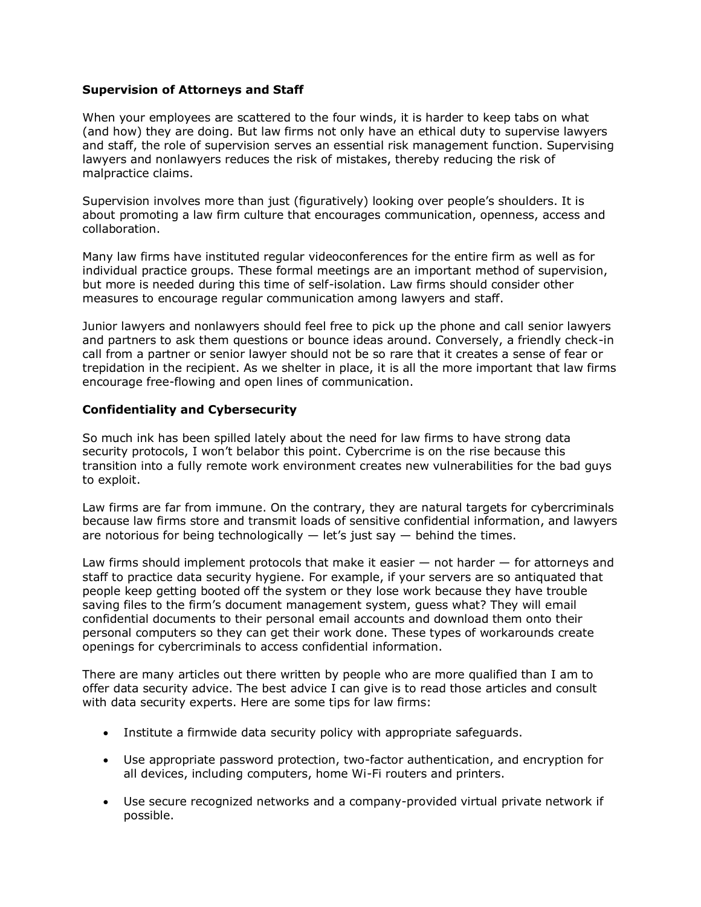### Supervision of Attorneys and Staff

When your employees are scattered to the four winds, it is harder to keep tabs on what (and how) they are doing. But law firms not only have an ethical duty to supervise lawyers and staff, the role of supervision serves an essential risk management function. Supervising lawyers and nonlawyers reduces the risk of mistakes, thereby reducing the risk of malpractice claims.

Supervision involves more than just (figuratively) looking over people's shoulders. It is about promoting a law firm culture that encourages communication, openness, access and collaboration.

Many law firms have instituted regular videoconferences for the entire firm as well as for individual practice groups. These formal meetings are an important method of supervision, but more is needed during this time of self-isolation. Law firms should consider other measures to encourage regular communication among lawyers and staff.

Junior lawyers and nonlawyers should feel free to pick up the phone and call senior lawyers and partners to ask them questions or bounce ideas around. Conversely, a friendly check-in call from a partner or senior lawyer should not be so rare that it creates a sense of fear or trepidation in the recipient. As we shelter in place, it is all the more important that law firms encourage free-flowing and open lines of communication.

### Confidentiality and Cybersecurity

So much ink has been spilled lately about the need for law firms to have strong data security protocols, I won't belabor this point. Cybercrime is on the rise because this transition into a fully remote work environment creates new vulnerabilities for the bad guys to exploit.

Law firms are far from immune. On the contrary, they are natural targets for cybercriminals because law firms store and transmit loads of sensitive confidential information, and lawyers are notorious for being technologically — let's just say — behind the times.

Law firms should implement protocols that make it easier — not harder — for attorneys and staff to practice data security hygiene. For example, if your servers are so antiquated that people keep getting booted off the system or they lose work because they have trouble saving files to the firm's document management system, guess what? They will email confidential documents to their personal email accounts and download them onto their personal computers so they can get their work done. These types of workarounds create openings for cybercriminals to access confidential information.

There are many articles out there written by people who are more qualified than I am to offer data security advice. The best advice I can give is to read those articles and consult with data security experts. Here are some tips for law firms:

- Institute a firmwide data security policy with appropriate safeguards.
- Use appropriate password protection, two-factor authentication, and encryption for all devices, including computers, home Wi-Fi routers and printers.
- Use secure recognized networks and a company-provided virtual private network if possible.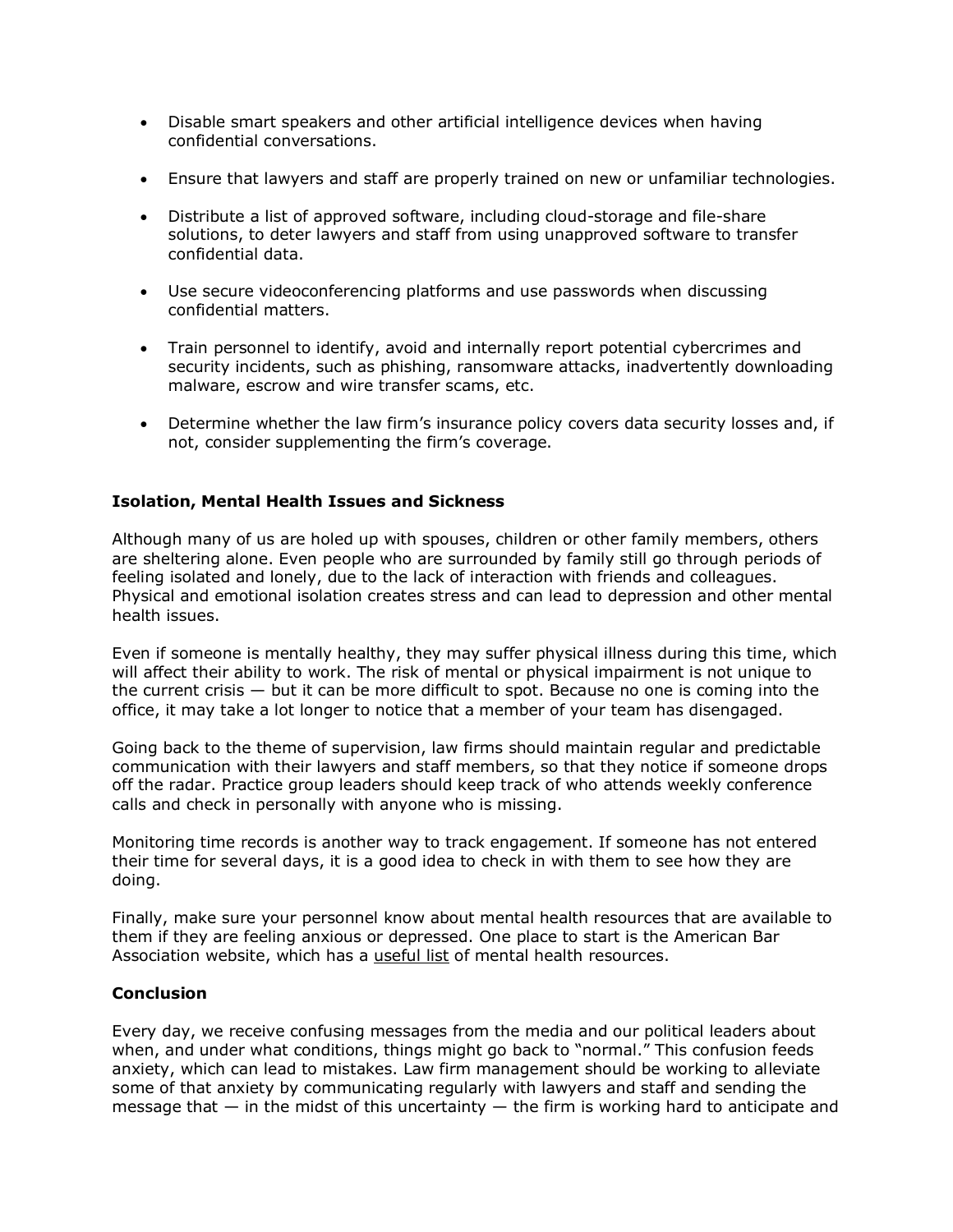- Disable smart speakers and other artificial intelligence devices when having confidential conversations.
- Ensure that lawyers and staff are properly trained on new or unfamiliar technologies.
- Distribute a list of approved software, including cloud-storage and file-share solutions, to deter lawyers and staff from using unapproved software to transfer confidential data.
- Use secure videoconferencing platforms and use passwords when discussing confidential matters.
- Train personnel to identify, avoid and internally report potential cybercrimes and security incidents, such as phishing, ransomware attacks, inadvertently downloading malware, escrow and wire transfer scams, etc.
- Determine whether the law firm's insurance policy covers data security losses and, if not, consider supplementing the firm's coverage.

**Isolation, Mental Health Issues and Sickness**

Although many of us are holed up with spouses, children or other family members, others are sheltering alone. Even people who are surrounded by family still go through periods of feeling isolated and lonely, due to the lack of interaction with friends and colleagues. Physical and emotional isolation creates stress and can lead to depression and other mental health issues.

Even if someone is mentally healthy, they may suffer physical illness during this time, which will affect their ability to work. The risk of mental or physical impairment is not unique to the current crisis — but it can be more difficult to spot. Because no one is coming into the office, it may take a lot longer to notice that a member of your team has disengaged.

Going back to the theme of supervision, law firms should maintain regular and predictable communication with their lawyers and staff members, so that they notice if someone drops off the radar. Practice group leaders should keep track of who attends weekly conference calls and check in personally with anyone who is missing.

Monitoring time records is another way to track engagement. If someone has not entered their time for several days, it is a good idea to check in with them to see how they are doing.

Finally, make sure your personnel know about mental health resources that are available to them if they are feeling anxious or depressed. One place to start is the American Bar Association website, which has a useful list of mental health resources.

**Conclusion**

Every day, we receive confusing messages from the media and our political leaders about when, and under what conditions, things might go back to "normal." This confusion feeds anxiety, which can lead to mistakes. Law firm management should be working to alleviate some of that anxiety by communicating regularly with lawyers and staff and sending the message that — in the midst of this uncertainty — the firm is working hard to anticipate and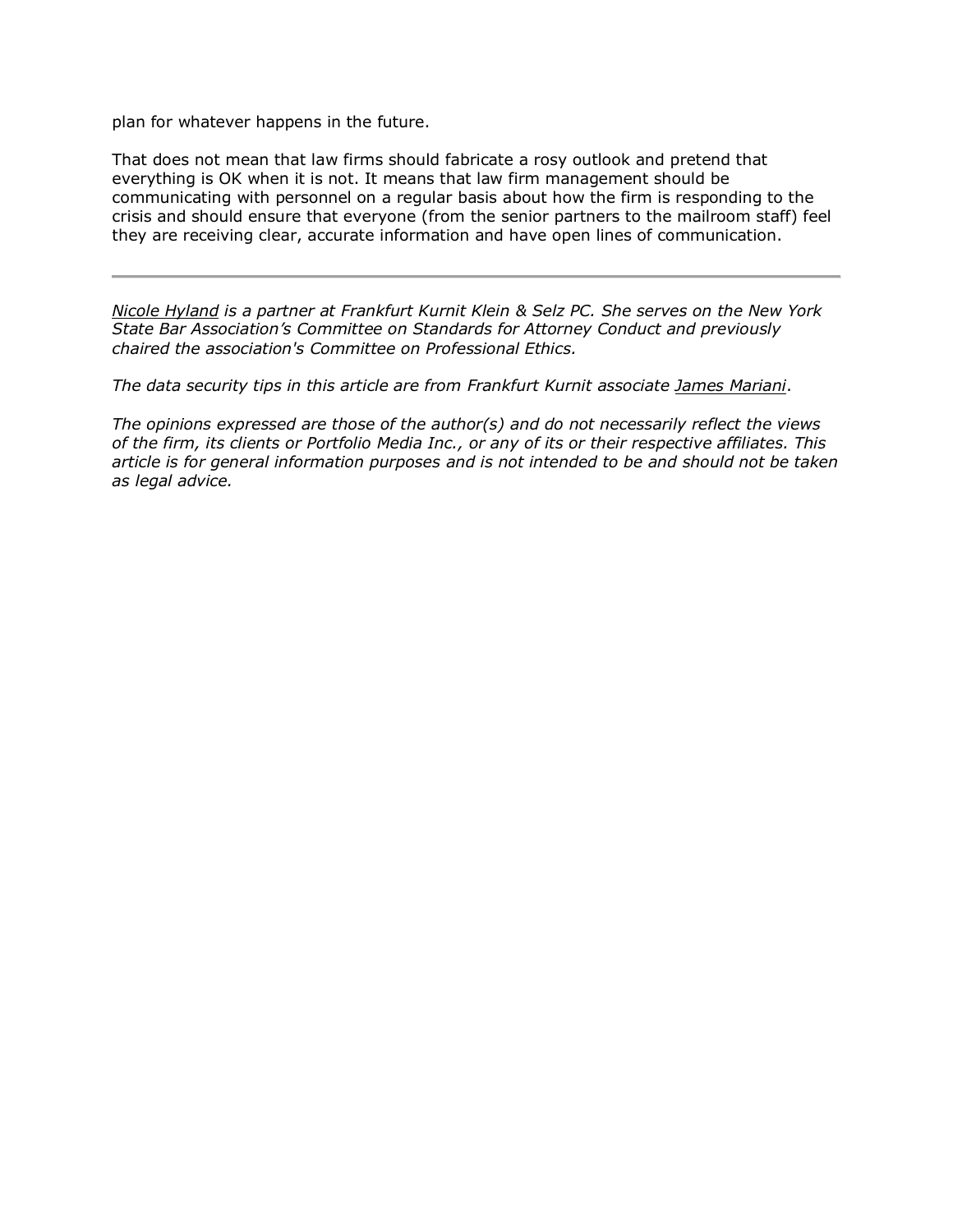plan for whatever happens in the future.

That does not mean that law firms should fabricate a rosy outlook and pretend that everything is OK when it is not. It means that law firm management should be communicating with personnel on a regular basis about how the firm is responding to the crisis and should ensure that everyone (from the senior partners to the mailroom staff) feel they are receiving clear, accurate information and have open lines of communication.

---

*Nicole Hyland is a partner at Frankfurt Kurnit Klein & Selz PC. She serves on the New York State Bar Association's Committee on Standards for Attorney Conduct and previously chaired the association's Committee on Professional Ethics.*

*The data security tips in this article are from Frankfurt Kurnit associate James Mariani.*

*The opinions expressed are those of the author(s) and do not necessarily reflect the views of the firm, its clients or Portfolio Media Inc., or any of its or their respective affiliates. This article is for general information purposes and is not intended to be and should not be taken as legal advice.*